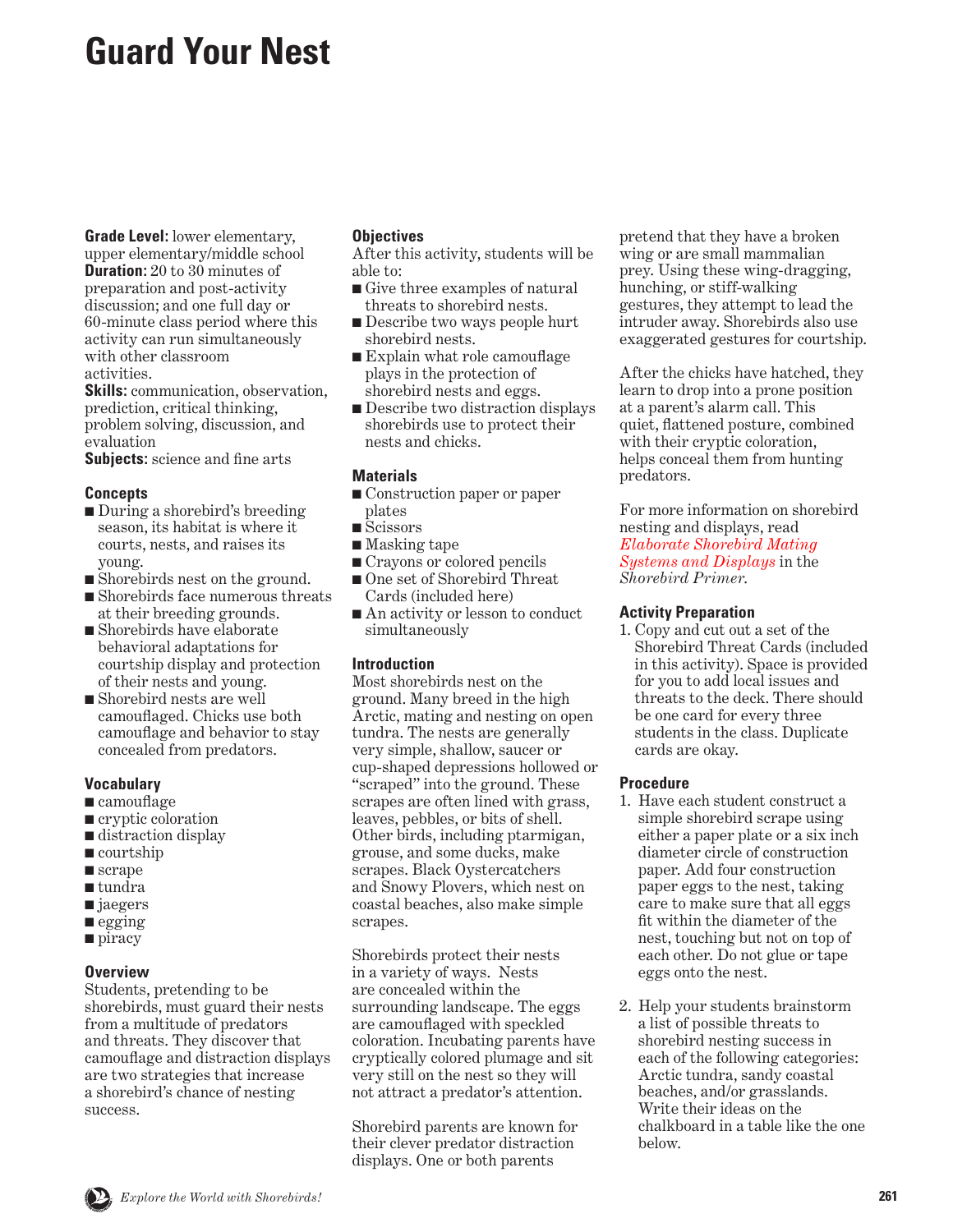# Guard Your Nest

**Grade Level:** lower elementary, upper elementary/middle school
**Duration:** 20 to 30 minutes of preparation and post-activity discussion; and one full day or 60-minute class period where this activity can run simultaneously with other classroom activities.
**Skills:** communication, observation, prediction, critical thinking, problem solving, discussion, and evaluation
**Subjects:** science and fine arts

## Concepts

- During a shorebird's breeding season, its habitat is where it courts, nests, and raises its young.
- Shorebirds nest on the ground.
- Shorebirds face numerous threats at their breeding grounds.
- Shorebirds have elaborate behavioral adaptations for courtship display and protection of their nests and young.
- Shorebird nests are well camouflaged. Chicks use both camouflage and behavior to stay concealed from predators.

## Vocabulary

- camouflage
- cryptic coloration
- distraction display
- courtship
- scrape
- tundra
- jaegers
- egging
- piracy

## Overview

Students, pretending to be shorebirds, must guard their nests from a multitude of predators and threats. They discover that camouflage and distraction displays are two strategies that increase a shorebird's chance of nesting success.

## Objectives

After this activity, students will be able to:

- Give three examples of natural threats to shorebird nests.
- Describe two ways people hurt shorebird nests.
- Explain what role camouflage plays in the protection of shorebird nests and eggs.
- Describe two distraction displays shorebirds use to protect their nests and chicks.

## Materials

- Construction paper or paper plates
- Scissors
- Masking tape
- Crayons or colored pencils
- One set of Shorebird Threat Cards (included here)
- An activity or lesson to conduct simultaneously

## Introduction

Most shorebirds nest on the ground. Many breed in the high Arctic, mating and nesting on open tundra. The nests are generally very simple, shallow, saucer or cup-shaped depressions hollowed or "scraped" into the ground. These scrapes are often lined with grass, leaves, pebbles, or bits of shell. Other birds, including ptarmigan, grouse, and some ducks, make scrapes. Black Oystercatchers and Snowy Plovers, which nest on coastal beaches, also make simple scrapes.

Shorebirds protect their nests in a variety of ways. Nests are concealed within the surrounding landscape. The eggs are camouflaged with speckled coloration. Incubating parents have cryptically colored plumage and sit very still on the nest so they will not attract a predator's attention.

Shorebird parents are known for their clever predator distraction displays. One or both parents pretend that they have a broken wing or are small mammalian prey. Using these wing-dragging, hunching, or stiff-walking gestures, they attempt to lead the intruder away. Shorebirds also use exaggerated gestures for courtship.

After the chicks have hatched, they learn to drop into a prone position at a parent's alarm call. This quiet, flattened posture, combined with their cryptic coloration, helps conceal them from hunting predators.

For more information on shorebird nesting and displays, read *Elaborate Shorebird Mating Systems and Displays* in the *Shorebird Primer.*

## Activity Preparation

1. Copy and cut out a set of the Shorebird Threat Cards (included in this activity). Space is provided for you to add local issues and threats to the deck. There should be one card for every three students in the class. Duplicate cards are okay.

## Procedure

1. Have each student construct a simple shorebird scrape using either a paper plate or a six inch diameter circle of construction paper. Add four construction paper eggs to the nest, taking care to make sure that all eggs fit within the diameter of the nest, touching but not on top of each other. Do not glue or tape eggs onto the nest.

2. Help your students brainstorm a list of possible threats to shorebird nesting success in each of the following categories: Arctic tundra, sandy coastal beaches, and/or grasslands. Write their ideas on the chalkboard in a table like the one below.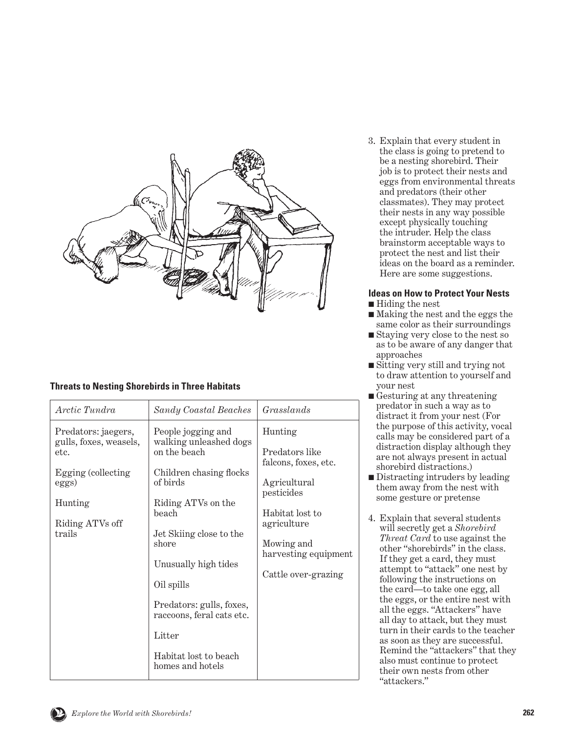### Threats to Nesting Shorebirds in Three Habitats

| *Arctic Tundra* | *Sandy Coastal Beaches* | *Grasslands* |
| --- | --- | --- |
| Predators: jaegers, gulls, foxes, weasels, etc. | People jogging and walking unleashed dogs on the beach | Hunting |
| Egging (collecting eggs) | Children chasing flocks of birds | Predators like falcons, foxes, etc. |
| Hunting | Riding ATVs on the beach | Agricultural pesticides |
| Riding ATVs off trails | Jet Skiing close to the shore | Habitat lost to agriculture |
| | Unusually high tides | Mowing and harvesting equipment |
| | Oil spills | Cattle over-grazing |
| | Predators: gulls, foxes, raccoons, feral cats etc. | |
| | Litter | |
| | Habitat lost to beach homes and hotels | |

3. Explain that every student in the class is going to pretend to be a nesting shorebird. Their job is to protect their nests and eggs from environmental threats and predators (their other classmates). They may protect their nests in any way possible except physically touching the intruder. Help the class brainstorm acceptable ways to protect the nest and list their ideas on the board as a reminder. Here are some suggestions.

**Ideas on How to Protect Your Nests**

- Hiding the nest
- Making the nest and the eggs the same color as their surroundings
- Staying very close to the nest so as to be aware of any danger that approaches
- Sitting very still and trying not to draw attention to yourself and your nest
- Gesturing at any threatening predator in such a way as to distract it from your nest (For the purpose of this activity, vocal calls may be considered part of a distraction display although they are not always present in actual shorebird distractions.)
- Distracting intruders by leading them away from the nest with some gesture or pretense

4. Explain that several students will secretly get a *Shorebird Threat Card* to use against the other "shorebirds" in the class. If they get a card, they must attempt to "attack" one nest by following the instructions on the card—to take one egg, all the eggs, or the entire nest with all the eggs. "Attackers" have all day to attack, but they must turn in their cards to the teacher as soon as they are successful. Remind the "attackers" that they also must continue to protect their own nests from other "attackers."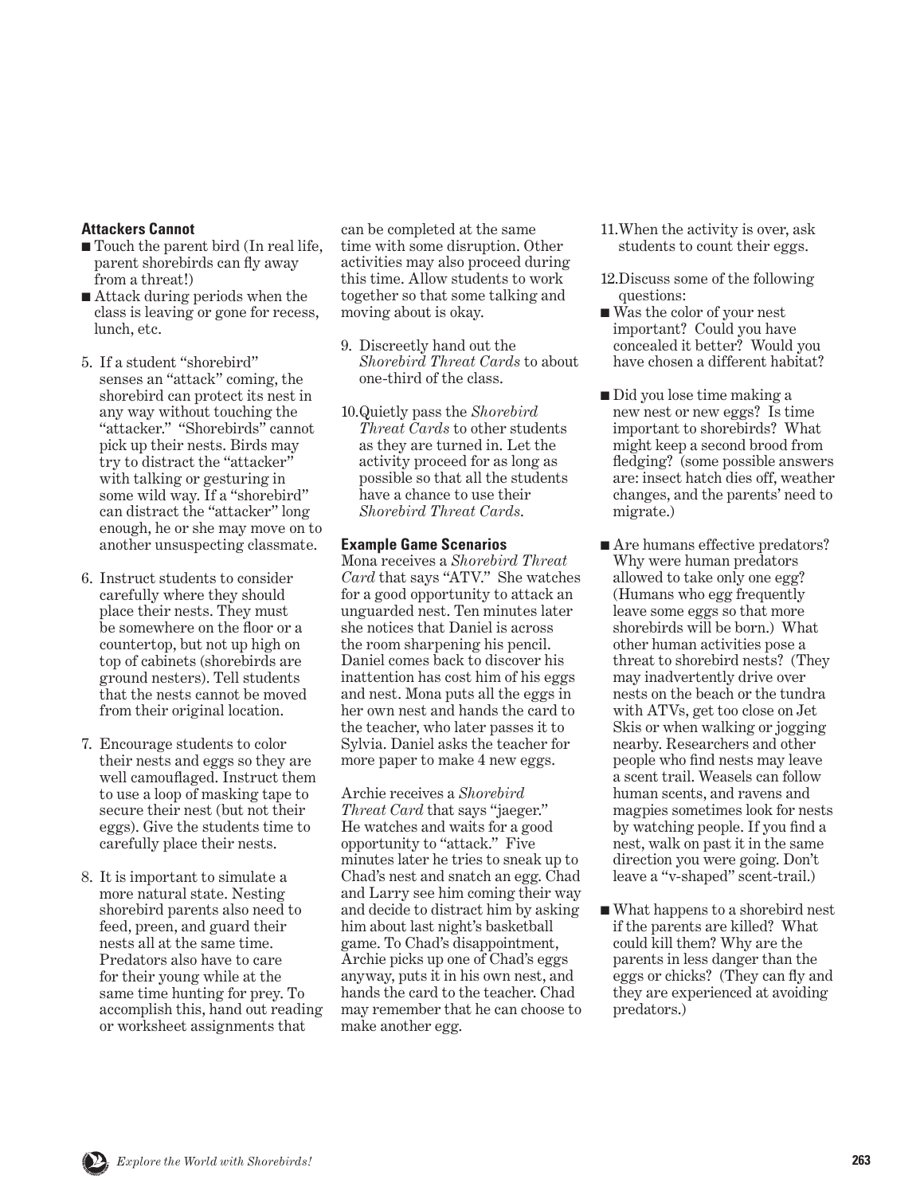**Attackers Cannot**

- Touch the parent bird (In real life, parent shorebirds can fly away from a threat!)
- Attack during periods when the class is leaving or gone for recess, lunch, etc.

5. If a student "shorebird" senses an "attack" coming, the shorebird can protect its nest in any way without touching the "attacker." "Shorebirds" cannot pick up their nests. Birds may try to distract the "attacker" with talking or gesturing in some wild way. If a "shorebird" can distract the "attacker" long enough, he or she may move on to another unsuspecting classmate.

6. Instruct students to consider carefully where they should place their nests. They must be somewhere on the floor or a countertop, but not up high on top of cabinets (shorebirds are ground nesters). Tell students that the nests cannot be moved from their original location.

7. Encourage students to color their nests and eggs so they are well camouflaged. Instruct them to use a loop of masking tape to secure their nest (but not their eggs). Give the students time to carefully place their nests.

8. It is important to simulate a more natural state. Nesting shorebird parents also need to feed, preen, and guard their nests all at the same time. Predators also have to care for their young while at the same time hunting for prey. To accomplish this, hand out reading or worksheet assignments that can be completed at the same time with some disruption. Other activities may also proceed during this time. Allow students to work together so that some talking and moving about is okay.

9. Discreetly hand out the *Shorebird Threat Cards* to about one-third of the class.

10. Quietly pass the *Shorebird Threat Cards* to other students as they are turned in. Let the activity proceed for as long as possible so that all the students have a chance to use their *Shorebird Threat Cards*.

**Example Game Scenarios**

Mona receives a *Shorebird Threat Card* that says "ATV." She watches for a good opportunity to attack an unguarded nest. Ten minutes later she notices that Daniel is across the room sharpening his pencil. Daniel comes back to discover his inattention has cost him of his eggs and nest. Mona puts all the eggs in her own nest and hands the card to the teacher, who later passes it to Sylvia. Daniel asks the teacher for more paper to make 4 new eggs.

Archie receives a *Shorebird Threat Card* that says "jaeger." He watches and waits for a good opportunity to "attack." Five minutes later he tries to sneak up to Chad's nest and snatch an egg. Chad and Larry see him coming their way and decide to distract him by asking him about last night's basketball game. To Chad's disappointment, Archie picks up one of Chad's eggs anyway, puts it in his own nest, and hands the card to the teacher. Chad may remember that he can choose to make another egg.

11. When the activity is over, ask students to count their eggs.

12. Discuss some of the following questions:

- Was the color of your nest important? Could you have concealed it better? Would you have chosen a different habitat?
- Did you lose time making a new nest or new eggs? Is time important to shorebirds? What might keep a second brood from fledging? (some possible answers are: insect hatch dies off, weather changes, and the parents' need to migrate.)
- Are humans effective predators? Why were human predators allowed to take only one egg? (Humans who egg frequently leave some eggs so that more shorebirds will be born.) What other human activities pose a threat to shorebird nests? (They may inadvertently drive over nests on the beach or the tundra with ATVs, get too close on Jet Skis or when walking or jogging nearby. Researchers and other people who find nests may leave a scent trail. Weasels can follow human scents, and ravens and magpies sometimes look for nests by watching people. If you find a nest, walk on past it in the same direction you were going. Don't leave a "v-shaped" scent-trail.)
- What happens to a shorebird nest if the parents are killed? What could kill them? Why are the parents in less danger than the eggs or chicks? (They can fly and they are experienced at avoiding predators.)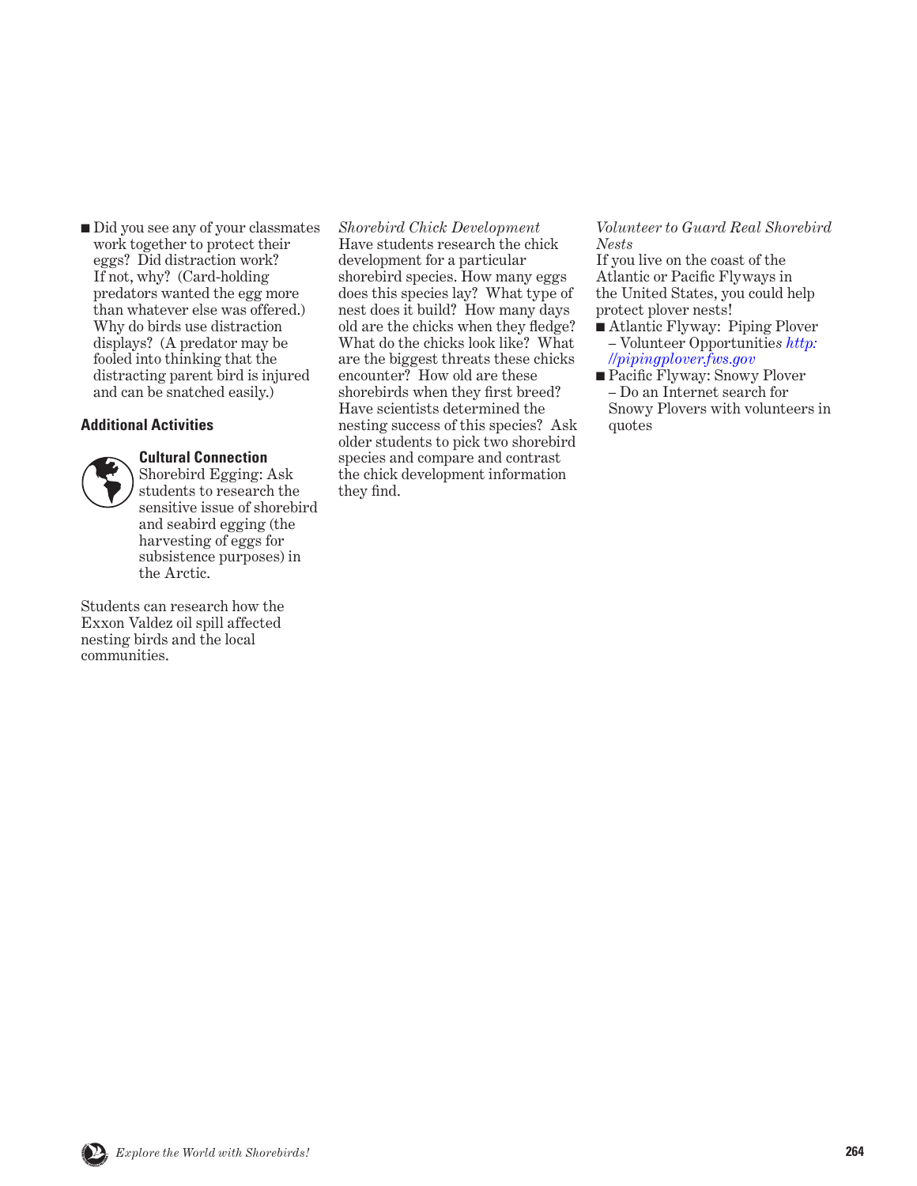- Did you see any of your classmates work together to protect their eggs? Did distraction work? If not, why? (Card-holding predators wanted the egg more than whatever else was offered.) Why do birds use distraction displays? (A predator may be fooled into thinking that the distracting parent bird is injured and can be snatched easily.)

### Additional Activities

**Cultural Connection**
Shorebird Egging: Ask students to research the sensitive issue of shorebird and seabird egging (the harvesting of eggs for subsistence purposes) in the Arctic.

Students can research how the Exxon Valdez oil spill affected nesting birds and the local communities.

*Shorebird Chick Development*
Have students research the chick development for a particular shorebird species. How many eggs does this species lay? What type of nest does it build? How many days old are the chicks when they fledge? What do the chicks look like? What are the biggest threats these chicks encounter? How old are these shorebirds when they first breed? Have scientists determined the nesting success of this species? Ask older students to pick two shorebird species and compare and contrast the chick development information they find.

*Volunteer to Guard Real Shorebird Nests*
If you live on the coast of the Atlantic or Pacific Flyways in the United States, you could help protect plover nests!

- Atlantic Flyway: Piping Plover – Volunteer Opportunities *http://pipingplover.fws.gov*
- Pacific Flyway: Snowy Plover – Do an Internet search for Snowy Plovers with volunteers in quotes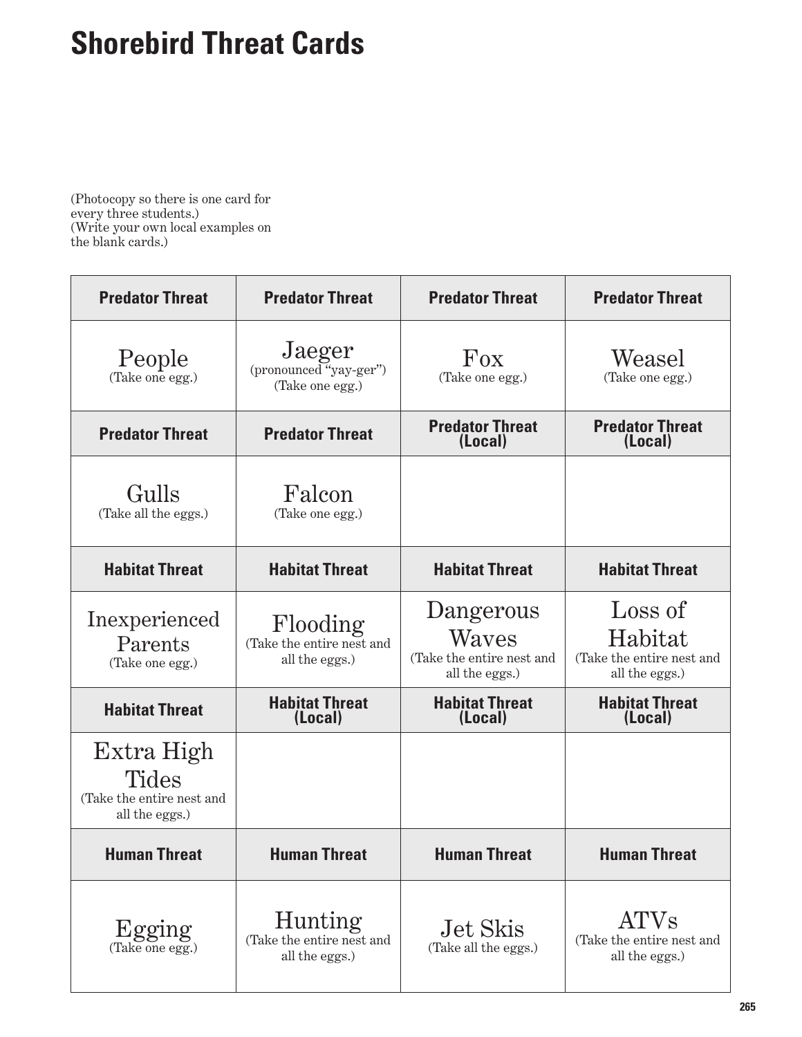# Shorebird Threat Cards

(Photocopy so there is one card for every three students.)
(Write your own local examples on the blank cards.)

| Predator Threat | Predator Threat | Predator Threat | Predator Threat |
|---|---|---|---|
| People (Take one egg.) | Jaeger (pronounced "yay-ger") (Take one egg.) | Fox (Take one egg.) | Weasel (Take one egg.) |
| **Predator Threat** | **Predator Threat** | **Predator Threat (Local)** | **Predator Threat (Local)** |
| Gulls (Take all the eggs.) | Falcon (Take one egg.) | | |
| **Habitat Threat** | **Habitat Threat** | **Habitat Threat** | **Habitat Threat** |
| Inexperienced Parents (Take one egg.) | Flooding (Take the entire nest and all the eggs.) | Dangerous Waves (Take the entire nest and all the eggs.) | Loss of Habitat (Take the entire nest and all the eggs.) |
| **Habitat Threat** | **Habitat Threat (Local)** | **Habitat Threat (Local)** | **Habitat Threat (Local)** |
| Extra High Tides (Take the entire nest and all the eggs.) | | | |
| **Human Threat** | **Human Threat** | **Human Threat** | **Human Threat** |
| Egging (Take one egg.) | Hunting (Take the entire nest and all the eggs.) | Jet Skis (Take all the eggs.) | ATVs (Take the entire nest and all the eggs.) |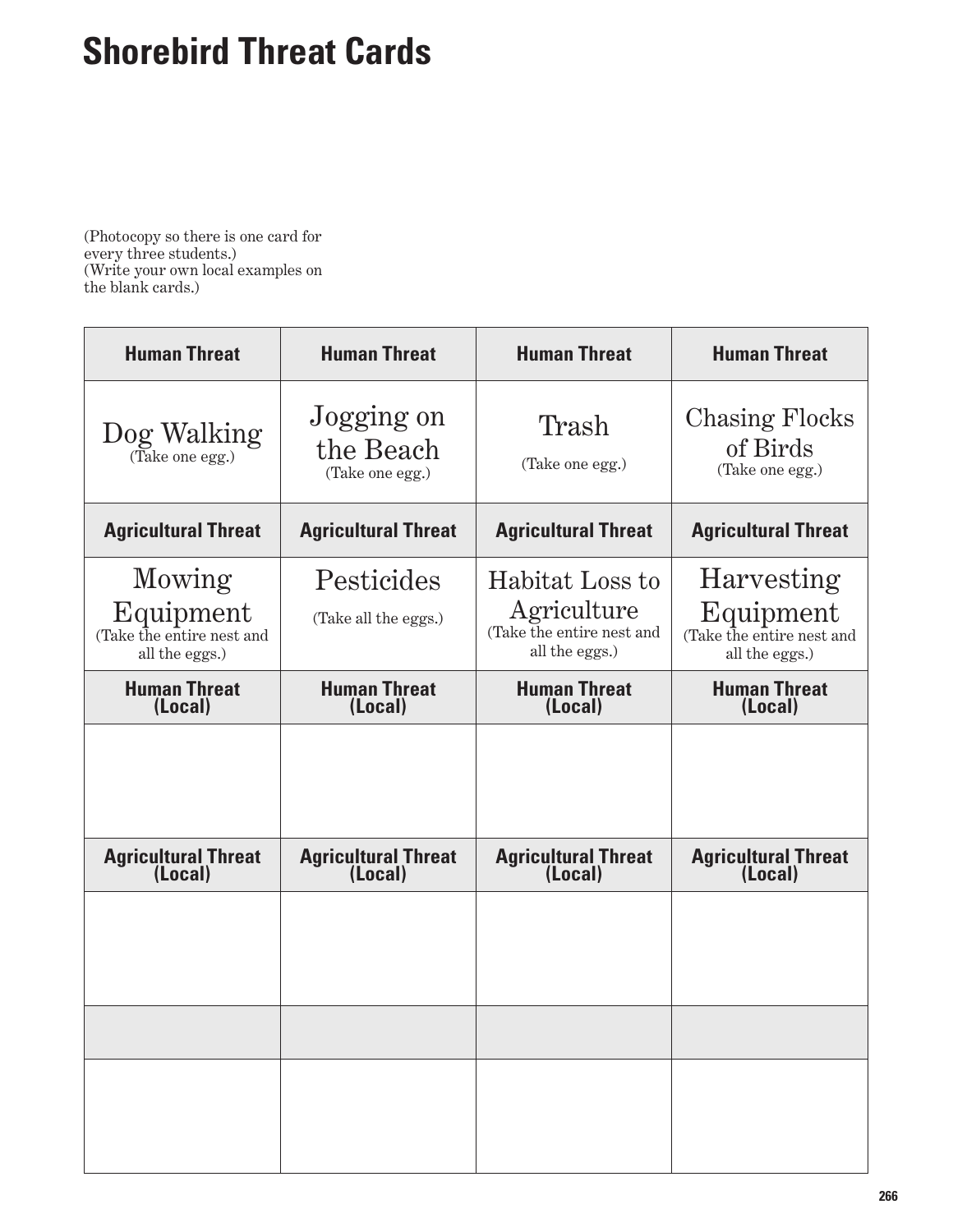# Shorebird Threat Cards

(Photocopy so there is one card for every three students.)
(Write your own local examples on the blank cards.)

| | | | |
|---|---|---|---|
| **Human Threat** | **Human Threat** | **Human Threat** | **Human Threat** |
| Dog Walking (Take one egg.) | Jogging on the Beach (Take one egg.) | Trash (Take one egg.) | Chasing Flocks of Birds (Take one egg.) |
| **Agricultural Threat** | **Agricultural Threat** | **Agricultural Threat** | **Agricultural Threat** |
| Mowing Equipment (Take the entire nest and all the eggs.) | Pesticides (Take all the eggs.) | Habitat Loss to Agriculture (Take the entire nest and all the eggs.) | Harvesting Equipment (Take the entire nest and all the eggs.) |
| **Human Threat (Local)** | **Human Threat (Local)** | **Human Threat (Local)** | **Human Threat (Local)** |
| | | | |
| **Agricultural Threat (Local)** | **Agricultural Threat (Local)** | **Agricultural Threat (Local)** | **Agricultural Threat (Local)** |
| | | | |
| | | | |
| | | | |